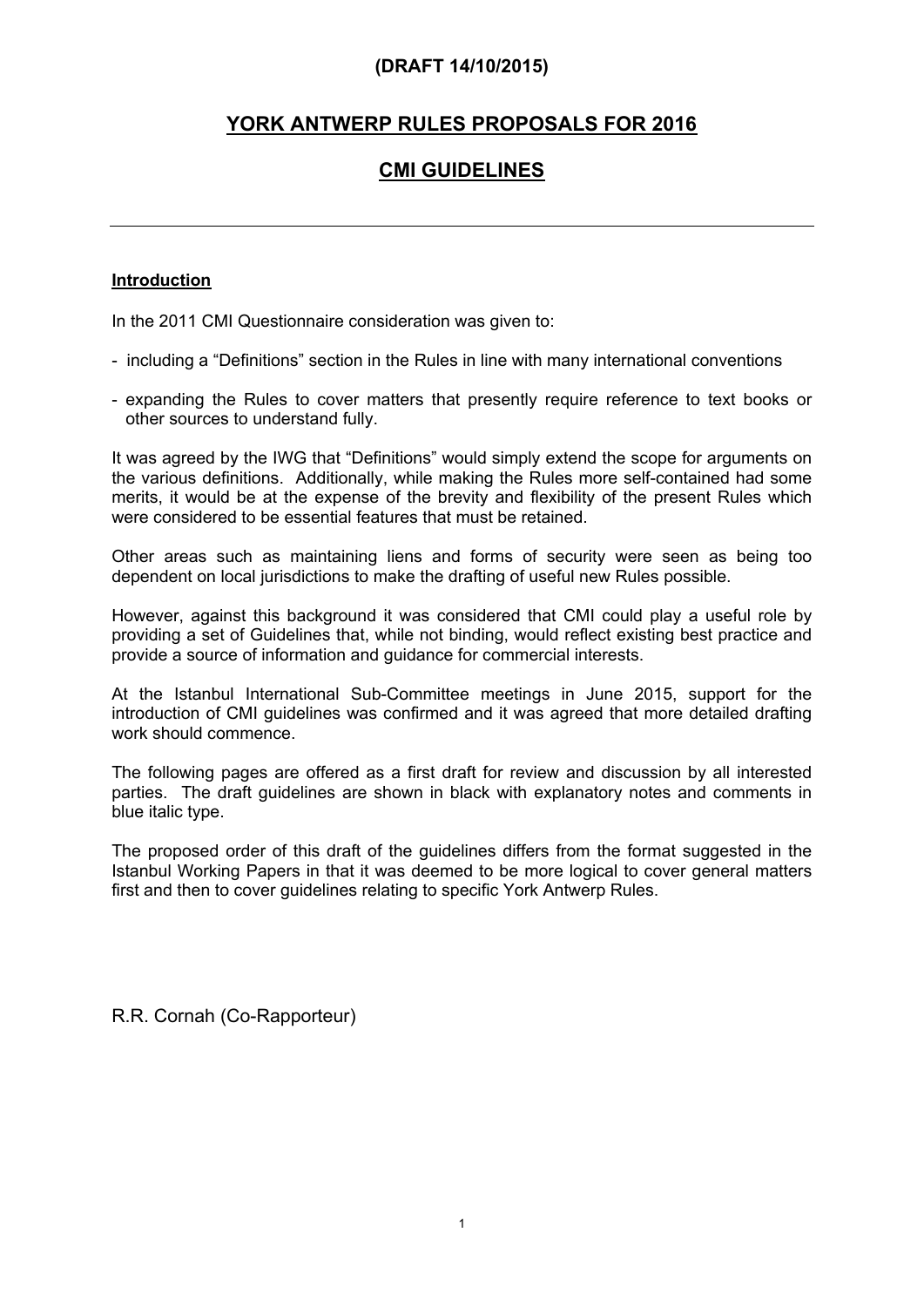**(DRAFT 14/10/2015)**

# YORK ANTWERP RULES PROPOSALS FOR 2016

# CMI GUIDELINES

---

## Introduction

In the 2011 CMI Questionnaire consideration was given to:

- including a "Definitions" section in the Rules in line with many international conventions
- expanding the Rules to cover matters that presently require reference to text books or other sources to understand fully.

It was agreed by the IWG that "Definitions" would simply extend the scope for arguments on the various definitions. Additionally, while making the Rules more self-contained had some merits, it would be at the expense of the brevity and flexibility of the present Rules which were considered to be essential features that must be retained.

Other areas such as maintaining liens and forms of security were seen as being too dependent on local jurisdictions to make the drafting of useful new Rules possible.

However, against this background it was considered that CMI could play a useful role by providing a set of Guidelines that, while not binding, would reflect existing best practice and provide a source of information and guidance for commercial interests.

At the Istanbul International Sub-Committee meetings in June 2015, support for the introduction of CMI guidelines was confirmed and it was agreed that more detailed drafting work should commence.

The following pages are offered as a first draft for review and discussion by all interested parties. The draft guidelines are shown in black with explanatory notes and comments in blue italic type.

The proposed order of this draft of the guidelines differs from the format suggested in the Istanbul Working Papers in that it was deemed to be more logical to cover general matters first and then to cover guidelines relating to specific York Antwerp Rules.

R.R. Cornah (Co-Rapporteur)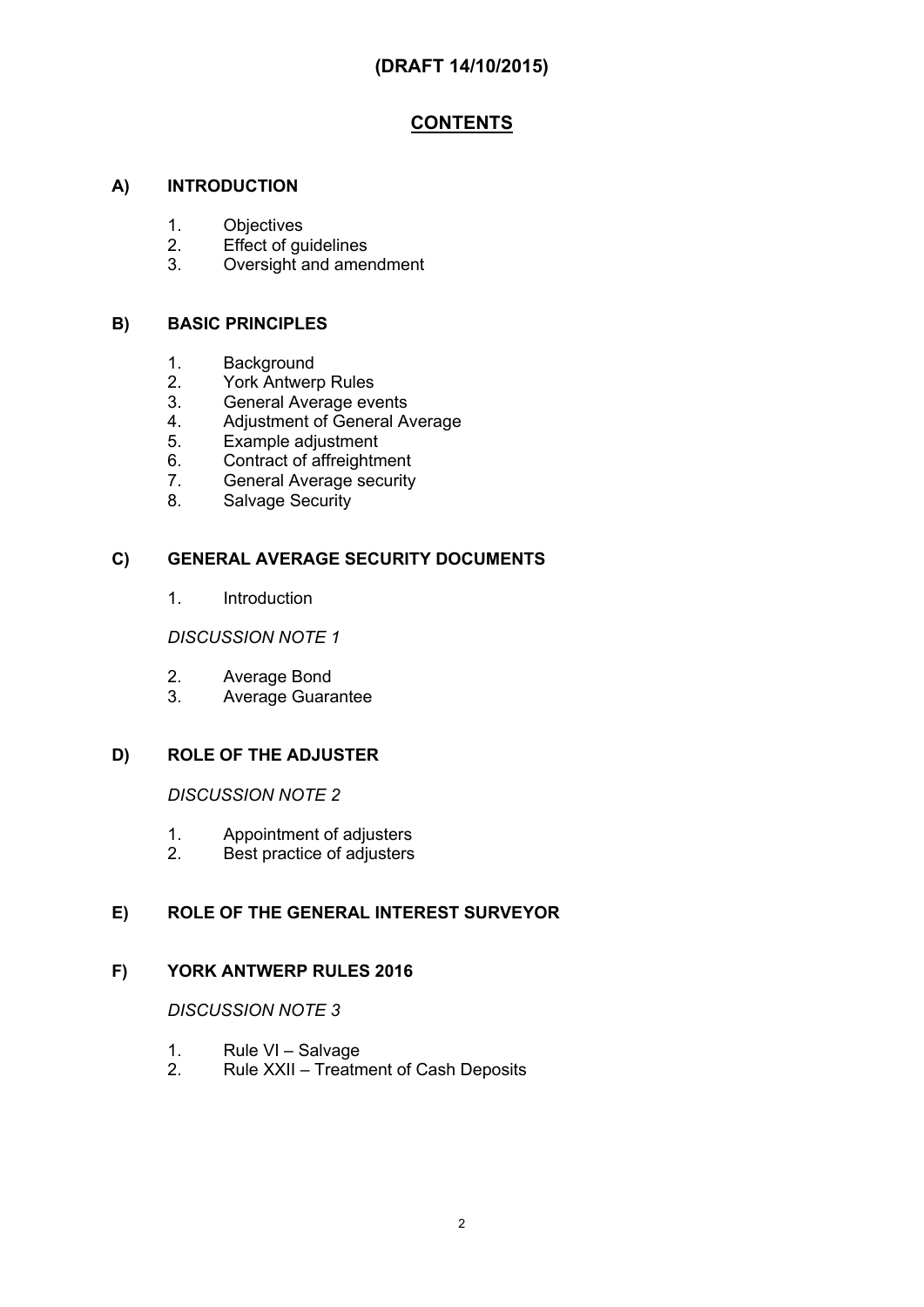**(DRAFT 14/10/2015)**

# CONTENTS

## A) INTRODUCTION

1. Objectives
2. Effect of guidelines
3. Oversight and amendment

## B) BASIC PRINCIPLES

1. Background
2. York Antwerp Rules
3. General Average events
4. Adjustment of General Average
5. Example adjustment
6. Contract of affreightment
7. General Average security
8. Salvage Security

## C) GENERAL AVERAGE SECURITY DOCUMENTS

1. Introduction

*DISCUSSION NOTE 1*

2. Average Bond
3. Average Guarantee

## D) ROLE OF THE ADJUSTER

*DISCUSSION NOTE 2*

1. Appointment of adjusters
2. Best practice of adjusters

## E) ROLE OF THE GENERAL INTEREST SURVEYOR

## F) YORK ANTWERP RULES 2016

*DISCUSSION NOTE 3*

1. Rule VI – Salvage
2. Rule XXII – Treatment of Cash Deposits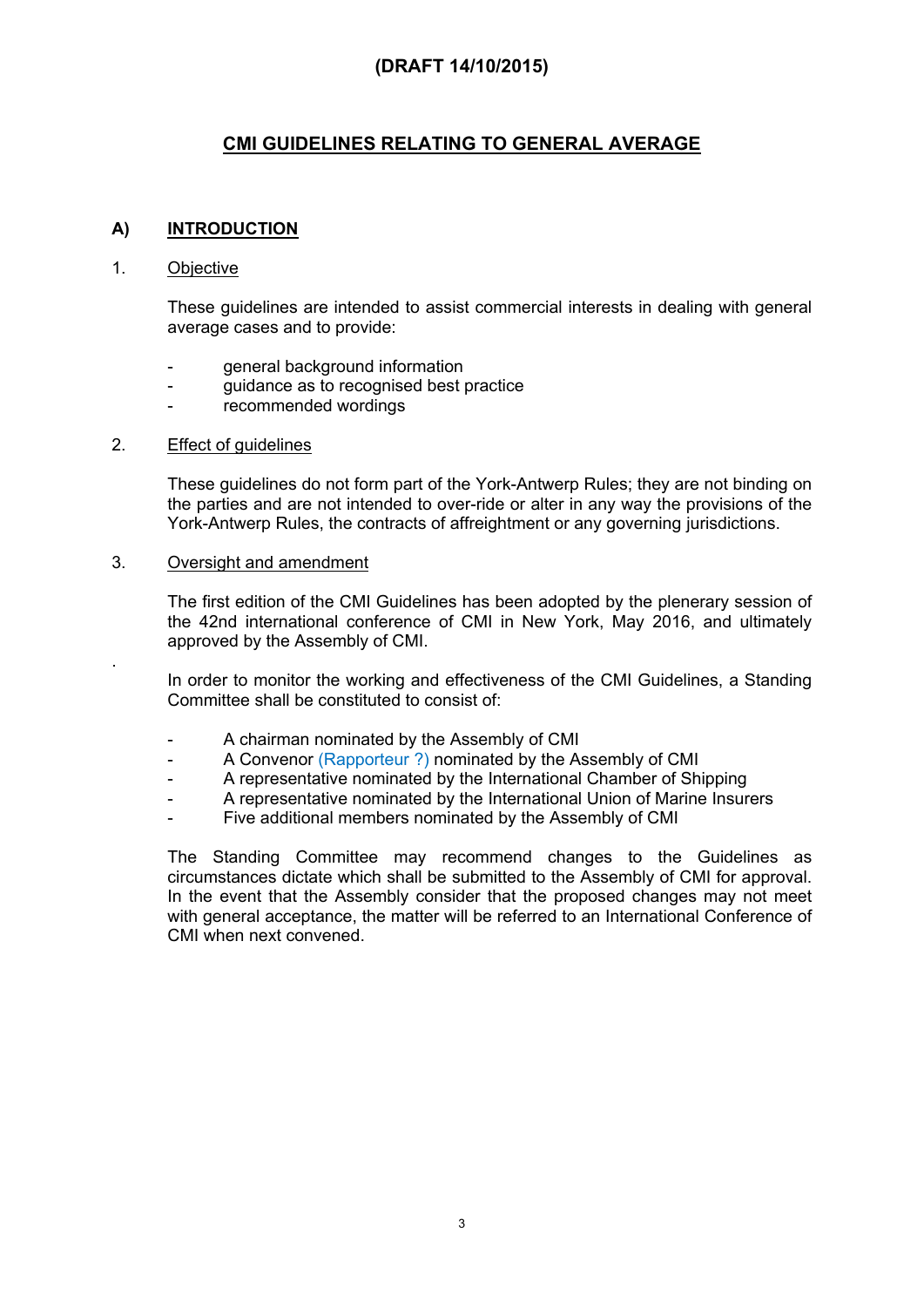**(DRAFT 14/10/2015)**

# CMI GUIDELINES RELATING TO GENERAL AVERAGE

## A) INTRODUCTION

### 1. Objective

These guidelines are intended to assist commercial interests in dealing with general average cases and to provide:

- general background information
- guidance as to recognised best practice
- recommended wordings

### 2. Effect of guidelines

These guidelines do not form part of the York-Antwerp Rules; they are not binding on the parties and are not intended to over-ride or alter in any way the provisions of the York-Antwerp Rules, the contracts of affreightment or any governing jurisdictions.

### 3. Oversight and amendment

The first edition of the CMI Guidelines has been adopted by the plenary session of the 42nd international conference of CMI in New York, May 2016, and ultimately approved by the Assembly of CMI.

In order to monitor the working and effectiveness of the CMI Guidelines, a Standing Committee shall be constituted to consist of:

- A chairman nominated by the Assembly of CMI
- A Convenor (Rapporteur ?) nominated by the Assembly of CMI
- A representative nominated by the International Chamber of Shipping
- A representative nominated by the International Union of Marine Insurers
- Five additional members nominated by the Assembly of CMI

The Standing Committee may recommend changes to the Guidelines as circumstances dictate which shall be submitted to the Assembly of CMI for approval. In the event that the Assembly consider that the proposed changes may not meet with general acceptance, the matter will be referred to an International Conference of CMI when next convened.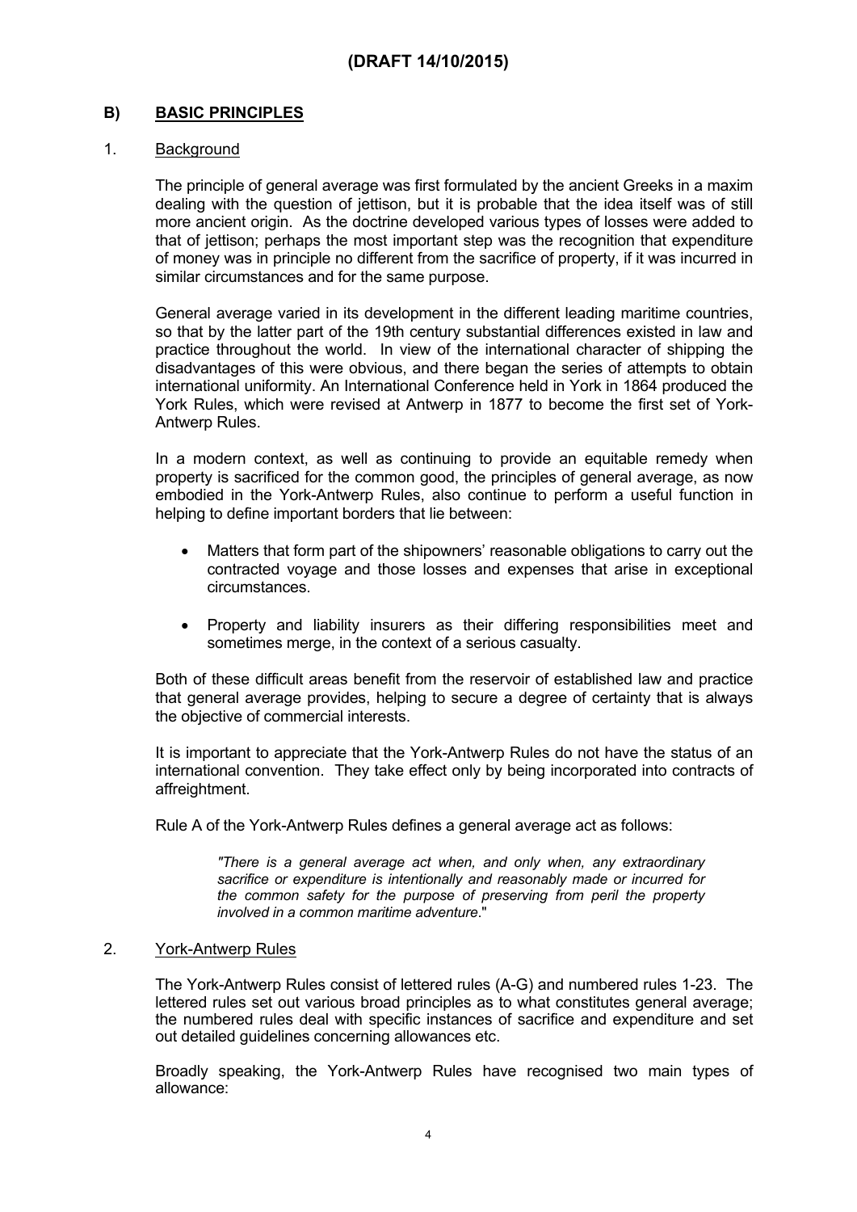**(DRAFT 14/10/2015)**

## B) BASIC PRINCIPLES

### 1. Background

The principle of general average was first formulated by the ancient Greeks in a maxim dealing with the question of jettison, but it is probable that the idea itself was of still more ancient origin. As the doctrine developed various types of losses were added to that of jettison; perhaps the most important step was the recognition that expenditure of money was in principle no different from the sacrifice of property, if it was incurred in similar circumstances and for the same purpose.

General average varied in its development in the different leading maritime countries, so that by the latter part of the 19th century substantial differences existed in law and practice throughout the world. In view of the international character of shipping the disadvantages of this were obvious, and there began the series of attempts to obtain international uniformity. An International Conference held in York in 1864 produced the York Rules, which were revised at Antwerp in 1877 to become the first set of York-Antwerp Rules.

In a modern context, as well as continuing to provide an equitable remedy when property is sacrificed for the common good, the principles of general average, as now embodied in the York-Antwerp Rules, also continue to perform a useful function in helping to define important borders that lie between:

- Matters that form part of the shipowners' reasonable obligations to carry out the contracted voyage and those losses and expenses that arise in exceptional circumstances.
- Property and liability insurers as their differing responsibilities meet and sometimes merge, in the context of a serious casualty.

Both of these difficult areas benefit from the reservoir of established law and practice that general average provides, helping to secure a degree of certainty that is always the objective of commercial interests.

It is important to appreciate that the York-Antwerp Rules do not have the status of an international convention. They take effect only by being incorporated into contracts of affreightment.

Rule A of the York-Antwerp Rules defines a general average act as follows:

> *"There is a general average act when, and only when, any extraordinary sacrifice or expenditure is intentionally and reasonably made or incurred for the common safety for the purpose of preserving from peril the property involved in a common maritime adventure."*

### 2. York-Antwerp Rules

The York-Antwerp Rules consist of lettered rules (A-G) and numbered rules 1-23. The lettered rules set out various broad principles as to what constitutes general average; the numbered rules deal with specific instances of sacrifice and expenditure and set out detailed guidelines concerning allowances etc.

Broadly speaking, the York-Antwerp Rules have recognised two main types of allowance: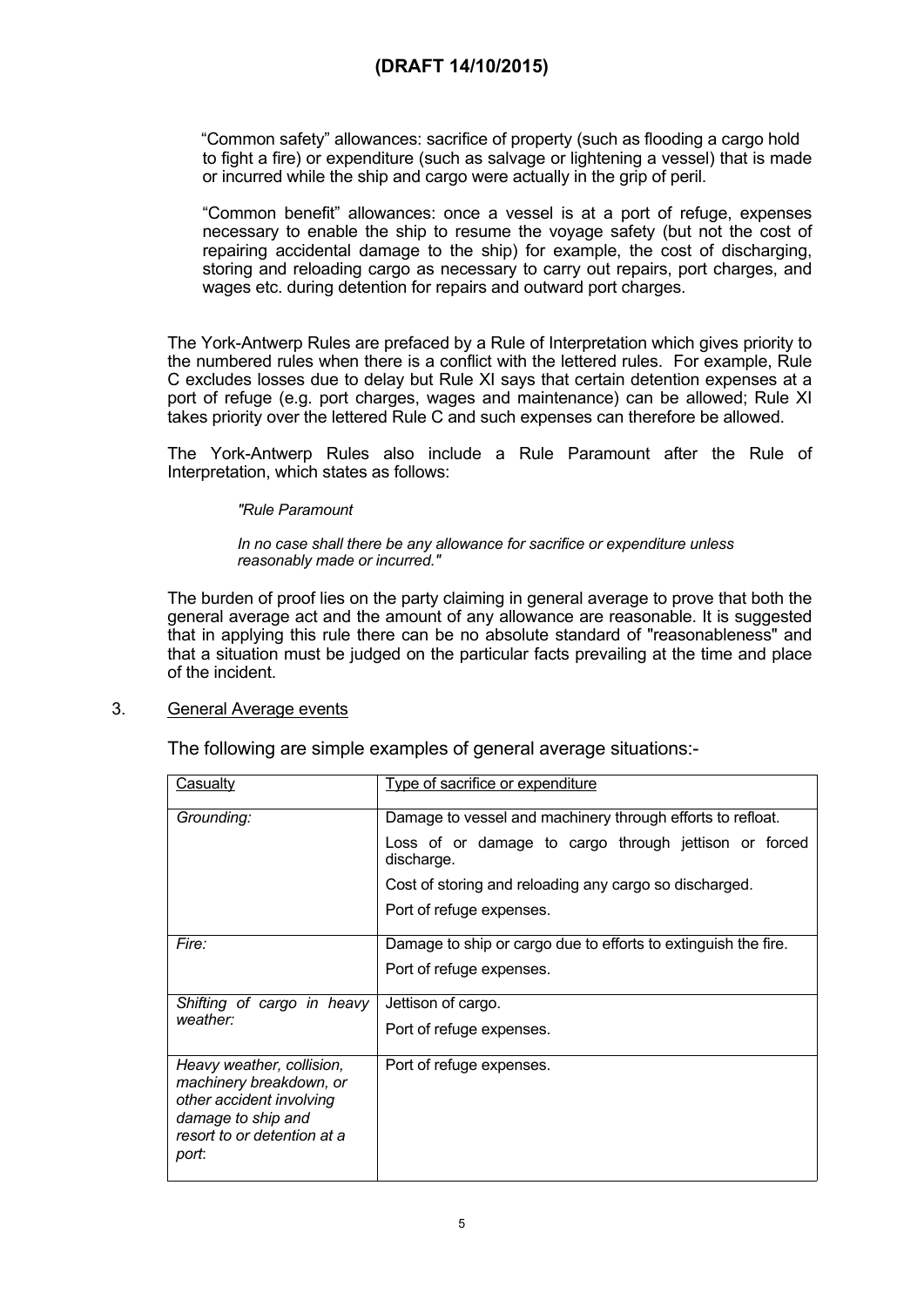"Common safety" allowances: sacrifice of property (such as flooding a cargo hold to fight a fire) or expenditure (such as salvage or lightening a vessel) that is made or incurred while the ship and cargo were actually in the grip of peril.

"Common benefit" allowances: once a vessel is at a port of refuge, expenses necessary to enable the ship to resume the voyage safety (but not the cost of repairing accidental damage to the ship) for example, the cost of discharging, storing and reloading cargo as necessary to carry out repairs, port charges, and wages etc. during detention for repairs and outward port charges.

The York-Antwerp Rules are prefaced by a Rule of Interpretation which gives priority to the numbered rules when there is a conflict with the lettered rules. For example, Rule C excludes losses due to delay but Rule XI says that certain detention expenses at a port of refuge (e.g. port charges, wages and maintenance) can be allowed; Rule XI takes priority over the lettered Rule C and such expenses can therefore be allowed.

The York-Antwerp Rules also include a Rule Paramount after the Rule of Interpretation, which states as follows:

> *"Rule Paramount*
>
> *In no case shall there be any allowance for sacrifice or expenditure unless reasonably made or incurred."*

The burden of proof lies on the party claiming in general average to prove that both the general average act and the amount of any allowance are reasonable. It is suggested that in applying this rule there can be no absolute standard of "reasonableness" and that a situation must be judged on the particular facts prevailing at the time and place of the incident.

## 3. General Average events

The following are simple examples of general average situations:-

| Casualty | Type of sacrifice or expenditure |
|---|---|
| *Grounding:* | Damage to vessel and machinery through efforts to refloat.<br>Loss of or damage to cargo through jettison or forced discharge.<br>Cost of storing and reloading any cargo so discharged.<br>Port of refuge expenses. |
| *Fire:* | Damage to ship or cargo due to efforts to extinguish the fire.<br>Port of refuge expenses. |
| *Shifting of cargo in heavy weather:* | Jettison of cargo.<br>Port of refuge expenses. |
| *Heavy weather, collision, machinery breakdown, or other accident involving damage to ship and resort to or detention at a port:* | Port of refuge expenses. |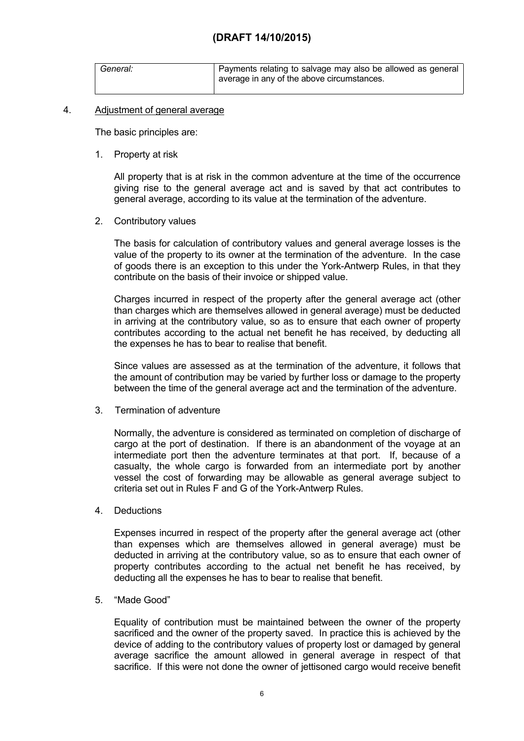**(DRAFT 14/10/2015)**

| *General:* | Payments relating to salvage may also be allowed as general average in any of the above circumstances. |
| --- | --- |

4. Adjustment of general average

The basic principles are:

1. Property at risk

   All property that is at risk in the common adventure at the time of the occurrence giving rise to the general average act and is saved by that act contributes to general average, according to its value at the termination of the adventure.

2. Contributory values

   The basis for calculation of contributory values and general average losses is the value of the property to its owner at the termination of the adventure. In the case of goods there is an exception to this under the York-Antwerp Rules, in that they contribute on the basis of their invoice or shipped value.

   Charges incurred in respect of the property after the general average act (other than charges which are themselves allowed in general average) must be deducted in arriving at the contributory value, so as to ensure that each owner of property contributes according to the actual net benefit he has received, by deducting all the expenses he has to bear to realise that benefit.

   Since values are assessed as at the termination of the adventure, it follows that the amount of contribution may be varied by further loss or damage to the property between the time of the general average act and the termination of the adventure.

3. Termination of adventure

   Normally, the adventure is considered as terminated on completion of discharge of cargo at the port of destination. If there is an abandonment of the voyage at an intermediate port then the adventure terminates at that port. If, because of a casualty, the whole cargo is forwarded from an intermediate port by another vessel the cost of forwarding may be allowable as general average subject to criteria set out in Rules F and G of the York-Antwerp Rules.

4. Deductions

   Expenses incurred in respect of the property after the general average act (other than expenses which are themselves allowed in general average) must be deducted in arriving at the contributory value, so as to ensure that each owner of property contributes according to the actual net benefit he has received, by deducting all the expenses he has to bear to realise that benefit.

5. "Made Good"

   Equality of contribution must be maintained between the owner of the property sacrificed and the owner of the property saved. In practice this is achieved by the device of adding to the contributory values of property lost or damaged by general average sacrifice the amount allowed in general average in respect of that sacrifice. If this were not done the owner of jettisoned cargo would receive benefit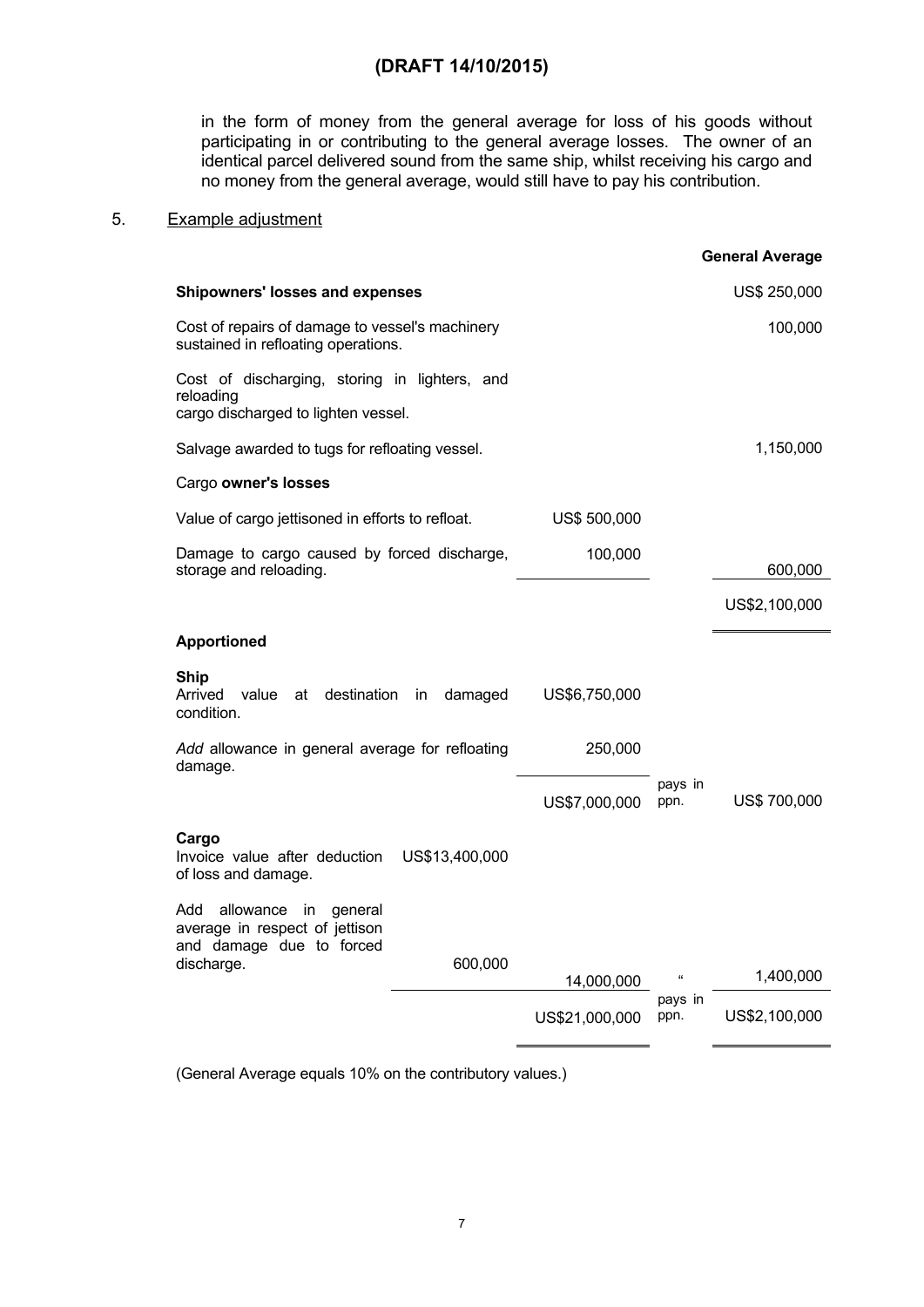in the form of money from the general average for loss of his goods without participating in or contributing to the general average losses. The owner of an identical parcel delivered sound from the same ship, whilst receiving his cargo and no money from the general average, would still have to pay his contribution.

5. <u>Example adjustment</u>

| | | | | **General Average** |
|---|---|---|---|---|
| **Shipowners' losses and expenses** | | | | US$ 250,000 |
| Cost of repairs of damage to vessel's machinery sustained in refloating operations. | | | | 100,000 |
| Cost of discharging, storing in lighters, and reloading cargo discharged to lighten vessel. | | | | |
| Salvage awarded to tugs for refloating vessel. | | | | 1,150,000 |
| Cargo **owner's losses** | | | | |
| Value of cargo jettisoned in efforts to refloat. | | US$ 500,000 | | |
| Damage to cargo caused by forced discharge, storage and reloading. | | 100,000 | | 600,000 |
| | | | | US$2,100,000 |
| **Apportioned** | | | | |
| **Ship**<br>Arrived value at destination in damaged condition. | | US$6,750,000 | | |
| *Add* allowance in general average for refloating damage. | | 250,000 | | |
| | | US$7,000,000 | pays in ppn. | US$ 700,000 |
| **Cargo**<br>Invoice value after deduction of loss and damage. | US$13,400,000 | | | |
| Add allowance in general average in respect of jettison and damage due to forced discharge. | 600,000 | 14,000,000 | " | 1,400,000 |
| | | US$21,000,000 | pays in ppn. | US$2,100,000 |

(General Average equals 10% on the contributory values.)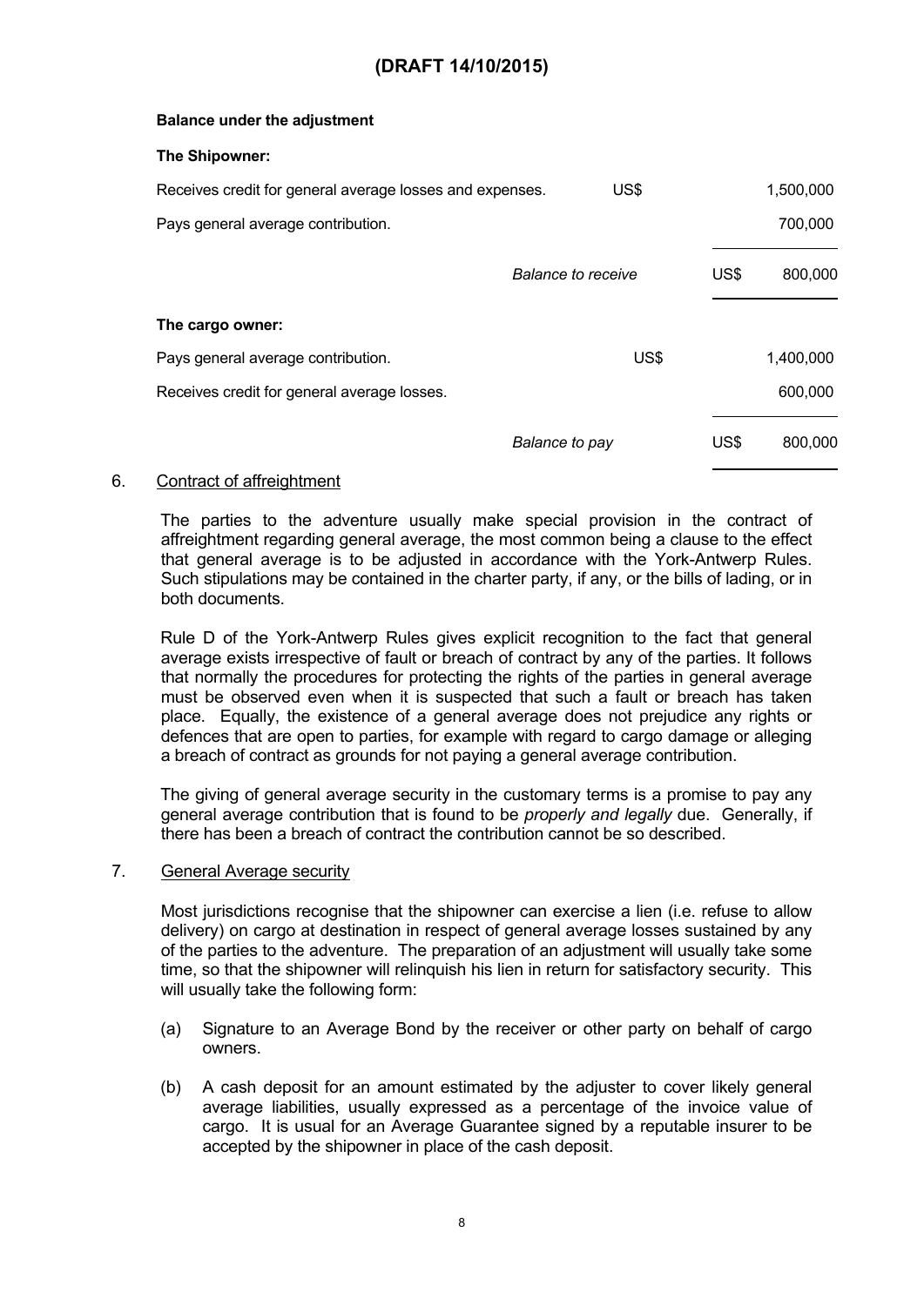**(DRAFT 14/10/2015)**

**Balance under the adjustment**

**The Shipowner:**

| | | | |
|---|---|---|---|
| Receives credit for general average losses and expenses. | US$ | | 1,500,000 |
| Pays general average contribution. | | | 700,000 |
| | *Balance to receive* | US$ | 800,000 |

**The cargo owner:**

| | | | |
|---|---|---|---|
| Pays general average contribution. | US$ | | 1,400,000 |
| Receives credit for general average losses. | | | 600,000 |
| | *Balance to pay* | US$ | 800,000 |

6. Contract of affreightment

The parties to the adventure usually make special provision in the contract of affreightment regarding general average, the most common being a clause to the effect that general average is to be adjusted in accordance with the York-Antwerp Rules. Such stipulations may be contained in the charter party, if any, or the bills of lading, or in both documents.

Rule D of the York-Antwerp Rules gives explicit recognition to the fact that general average exists irrespective of fault or breach of contract by any of the parties. It follows that normally the procedures for protecting the rights of the parties in general average must be observed even when it is suspected that such a fault or breach has taken place. Equally, the existence of a general average does not prejudice any rights or defences that are open to parties, for example with regard to cargo damage or alleging a breach of contract as grounds for not paying a general average contribution.

The giving of general average security in the customary terms is a promise to pay any general average contribution that is found to be *properly and legally* due. Generally, if there has been a breach of contract the contribution cannot be so described.

7. General Average security

Most jurisdictions recognise that the shipowner can exercise a lien (i.e. refuse to allow delivery) on cargo at destination in respect of general average losses sustained by any of the parties to the adventure. The preparation of an adjustment will usually take some time, so that the shipowner will relinquish his lien in return for satisfactory security. This will usually take the following form:

(a) Signature to an Average Bond by the receiver or other party on behalf of cargo owners.

(b) A cash deposit for an amount estimated by the adjuster to cover likely general average liabilities, usually expressed as a percentage of the invoice value of cargo. It is usual for an Average Guarantee signed by a reputable insurer to be accepted by the shipowner in place of the cash deposit.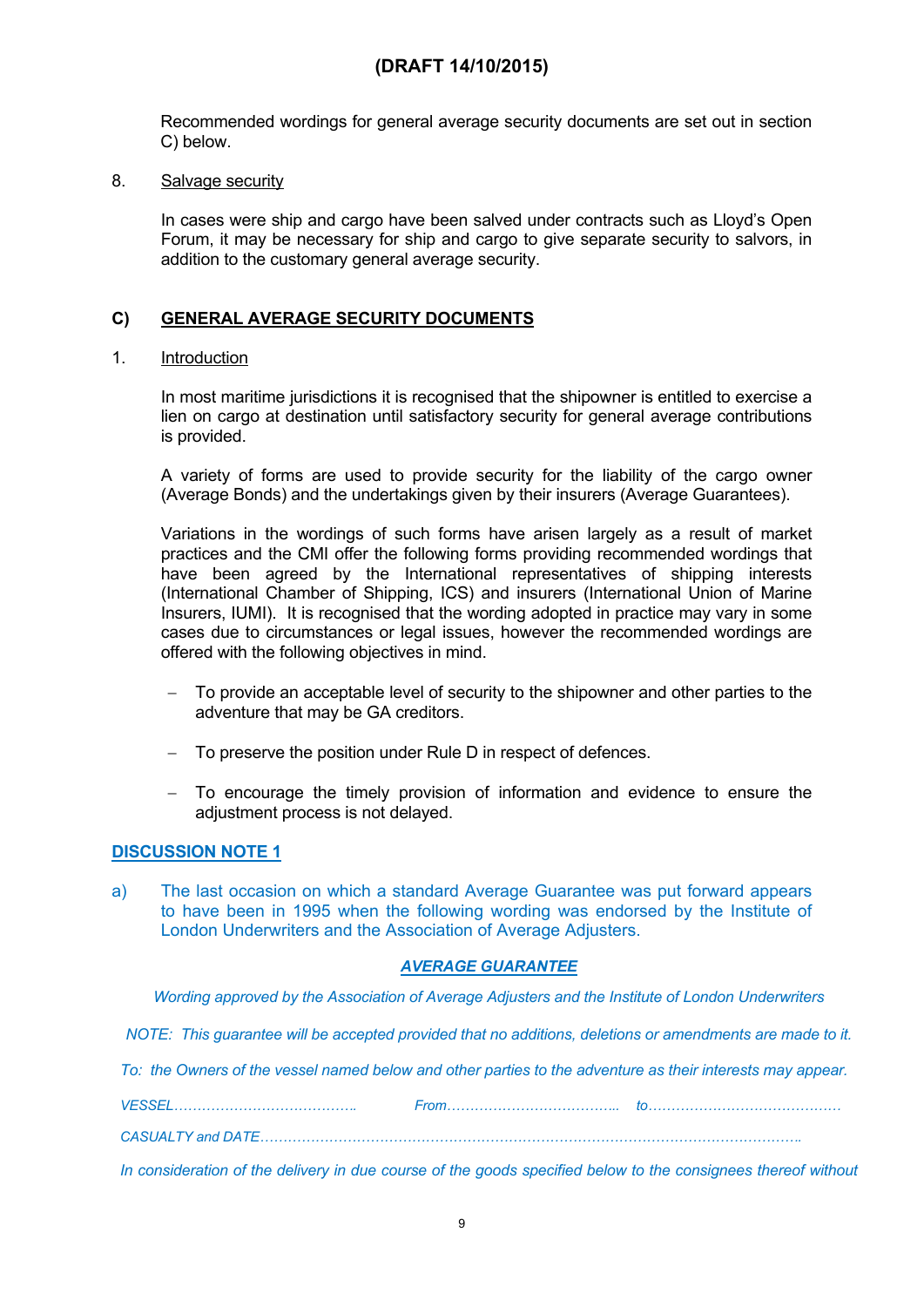(DRAFT 14/10/2015)

Recommended wordings for general average security documents are set out in section C) below.

8. Salvage security

In cases were ship and cargo have been salved under contracts such as Lloyd's Open Forum, it may be necessary for ship and cargo to give separate security to salvors, in addition to the customary general average security.

## C) GENERAL AVERAGE SECURITY DOCUMENTS

1. Introduction

In most maritime jurisdictions it is recognised that the shipowner is entitled to exercise a lien on cargo at destination until satisfactory security for general average contributions is provided.

A variety of forms are used to provide security for the liability of the cargo owner (Average Bonds) and the undertakings given by their insurers (Average Guarantees).

Variations in the wordings of such forms have arisen largely as a result of market practices and the CMI offer the following forms providing recommended wordings that have been agreed by the International representatives of shipping interests (International Chamber of Shipping, ICS) and insurers (International Union of Marine Insurers, IUMI). It is recognised that the wording adopted in practice may vary in some cases due to circumstances or legal issues, however the recommended wordings are offered with the following objectives in mind.

- To provide an acceptable level of security to the shipowner and other parties to the adventure that may be GA creditors.
- To preserve the position under Rule D in respect of defences.
- To encourage the timely provision of information and evidence to ensure the adjustment process is not delayed.

**DISCUSSION NOTE 1**

a) The last occasion on which a standard Average Guarantee was put forward appears to have been in 1995 when the following wording was endorsed by the Institute of London Underwriters and the Association of Average Adjusters.

***AVERAGE GUARANTEE***

*Wording approved by the Association of Average Adjusters and the Institute of London Underwriters*

*NOTE: This guarantee will be accepted provided that no additions, deletions or amendments are made to it.*

*To: the Owners of the vessel named below and other parties to the adventure as their interests may appear.*

*VESSEL…………………………………. From……………………………….. to……………………………………*

*CASUALTY and DATE……………………………………………………………………………………………………….*

*In consideration of the delivery in due course of the goods specified below to the consignees thereof without*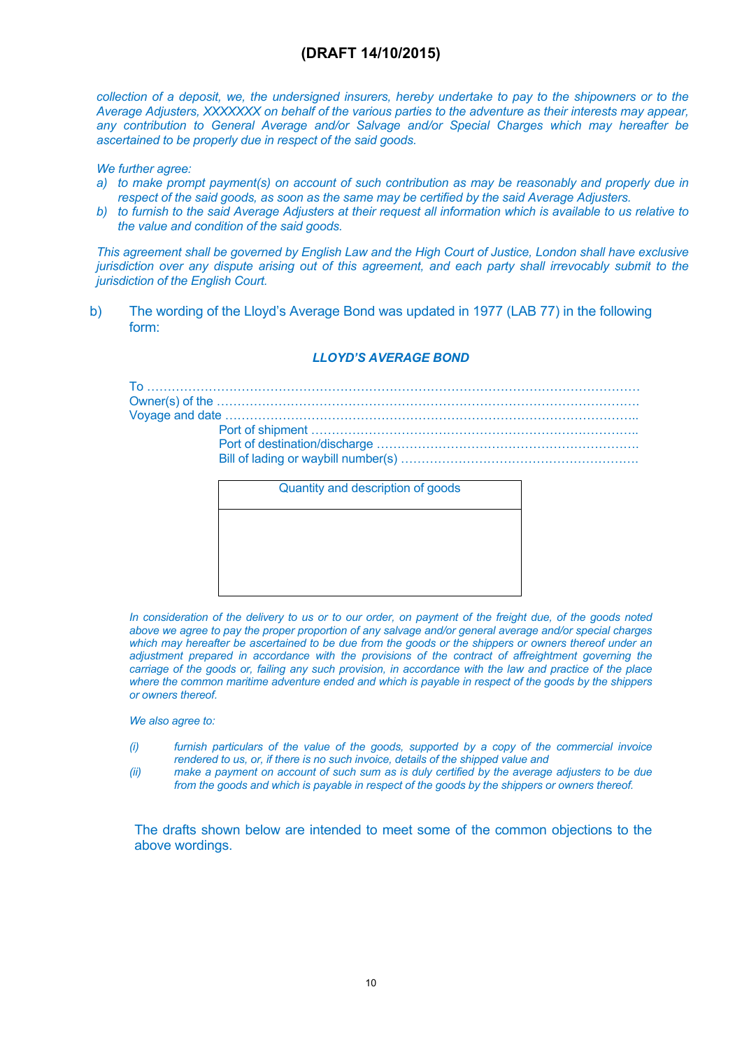# (DRAFT 14/10/2015)

*collection of a deposit, we, the undersigned insurers, hereby undertake to pay to the shipowners or to the Average Adjusters, XXXXXXX on behalf of the various parties to the adventure as their interests may appear, any contribution to General Average and/or Salvage and/or Special Charges which may hereafter be ascertained to be properly due in respect of the said goods.*

*We further agree:*

*a) to make prompt payment(s) on account of such contribution as may be reasonably and properly due in respect of the said goods, as soon as the same may be certified by the said Average Adjusters.*

*b) to furnish to the said Average Adjusters at their request all information which is available to us relative to the value and condition of the said goods.*

*This agreement shall be governed by English Law and the High Court of Justice, London shall have exclusive jurisdiction over any dispute arising out of this agreement, and each party shall irrevocably submit to the jurisdiction of the English Court.*

b) The wording of the Lloyd's Average Bond was updated in 1977 (LAB 77) in the following form:

### *LLOYD'S AVERAGE BOND*

To ……………………………………………………………………………………………………

Owner(s) of the …………………………………………………………………………………………

Voyage and date ………………………………………………………………………………………..

Port of shipment …………………………………………………………………………..

Port of destination/discharge ………………………………………………………….

Bill of lading or waybill number(s) ………………………………………………….

| Quantity and description of goods |
|---|
| |

*In consideration of the delivery to us or to our order, on payment of the freight due, of the goods noted above we agree to pay the proper proportion of any salvage and/or general average and/or special charges which may hereafter be ascertained to be due from the goods or the shippers or owners thereof under an adjustment prepared in accordance with the provisions of the contract of affreightment governing the carriage of the goods or, failing any such provision, in accordance with the law and practice of the place where the common maritime adventure ended and which is payable in respect of the goods by the shippers or owners thereof.*

*We also agree to:*

*(i) furnish particulars of the value of the goods, supported by a copy of the commercial invoice rendered to us, or, if there is no such invoice, details of the shipped value and*

*(ii) make a payment on account of such sum as is duly certified by the average adjusters to be due from the goods and which is payable in respect of the goods by the shippers or owners thereof.*

The drafts shown below are intended to meet some of the common objections to the above wordings.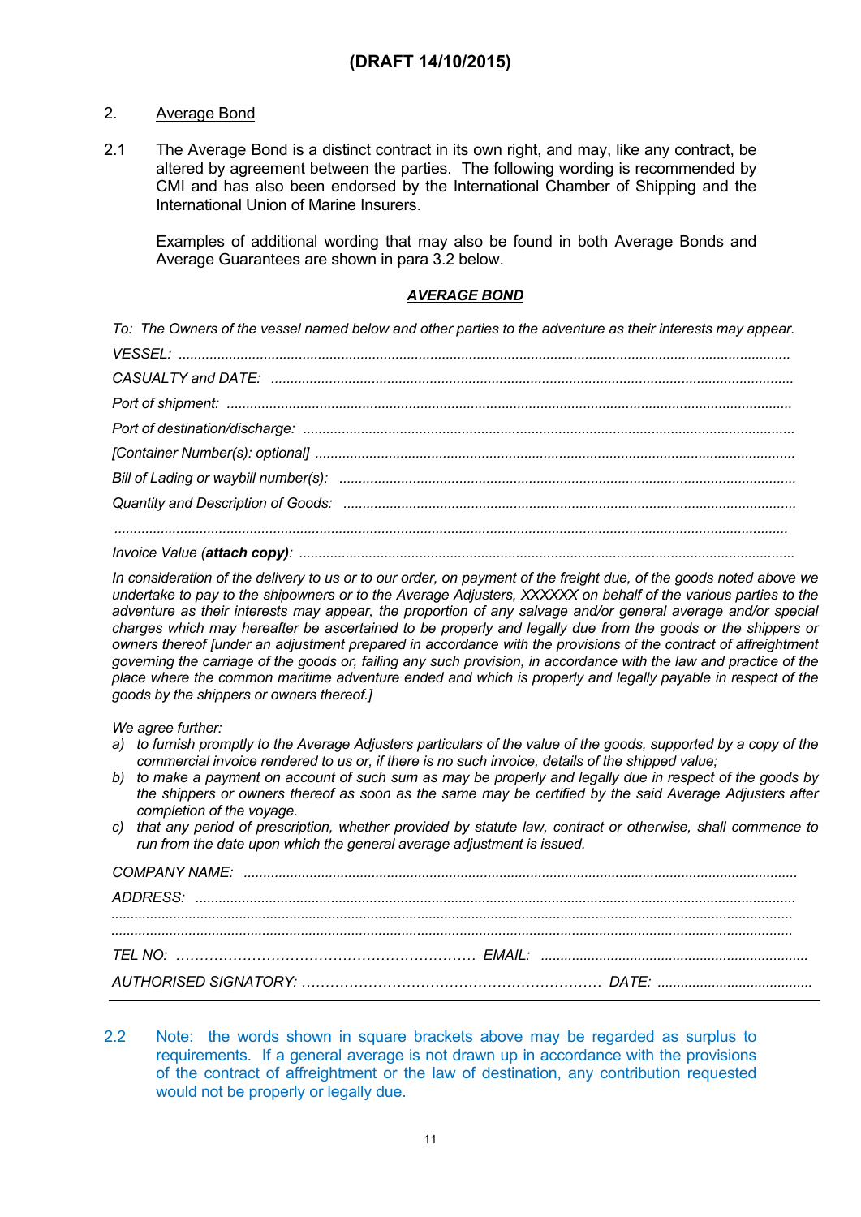**(DRAFT 14/10/2015)**

2. <u>Average Bond</u>

2.1 The Average Bond is a distinct contract in its own right, and may, like any contract, be altered by agreement between the parties. The following wording is recommended by CMI and has also been endorsed by the International Chamber of Shipping and the International Union of Marine Insurers.

Examples of additional wording that may also be found in both Average Bonds and Average Guarantees are shown in para 3.2 below.

***<u>AVERAGE BOND</u>***

*To: The Owners of the vessel named below and other parties to the adventure as their interests may appear.*

*VESSEL:* ..........................................................................................................................................

*CASUALTY and DATE:* ..........................................................................................................................

*Port of shipment:* ..................................................................................................................................

*Port of destination/discharge:* .............................................................................................................

*[Container Number(s): optional]* ..........................................................................................................

*Bill of Lading or waybill number(s):* ....................................................................................................

*Quantity and Description of Goods:* ....................................................................................................

.............................................................................................................................................................

*Invoice Value (**attach copy**):* ..............................................................................................................

*In consideration of the delivery to us or to our order, on payment of the freight due, of the goods noted above we undertake to pay to the shipowners or to the Average Adjusters, XXXXXX on behalf of the various parties to the adventure as their interests may appear, the proportion of any salvage and/or general average and/or special charges which may hereafter be ascertained to be properly and legally due from the goods or the shippers or owners thereof [under an adjustment prepared in accordance with the provisions of the contract of affreightment governing the carriage of the goods or, failing any such provision, in accordance with the law and practice of the place where the common maritime adventure ended and which is properly and legally payable in respect of the goods by the shippers or owners thereof.]*

*We agree further:*

*a) to furnish promptly to the Average Adjusters particulars of the value of the goods, supported by a copy of the commercial invoice rendered to us or, if there is no such invoice, details of the shipped value;*

*b) to make a payment on account of such sum as may be properly and legally due in respect of the goods by the shippers or owners thereof as soon as the same may be certified by the said Average Adjusters after completion of the voyage.*

*c) that any period of prescription, whether provided by statute law, contract or otherwise, shall commence to run from the date upon which the general average adjustment is issued.*

*COMPANY NAME:* ..............................................................................................................................

*ADDRESS:* ........................................................................................................................................

.............................................................................................................................................................

.............................................................................................................................................................

*TEL NO:* ……………………………………………………… *EMAIL:* ....................................................................

*AUTHORISED SIGNATORY:* ……………………………………………………… *DATE:* ........................................

---

2.2 Note: the words shown in square brackets above may be regarded as surplus to requirements. If a general average is not drawn up in accordance with the provisions of the contract of affreightment or the law of destination, any contribution requested would not be properly or legally due.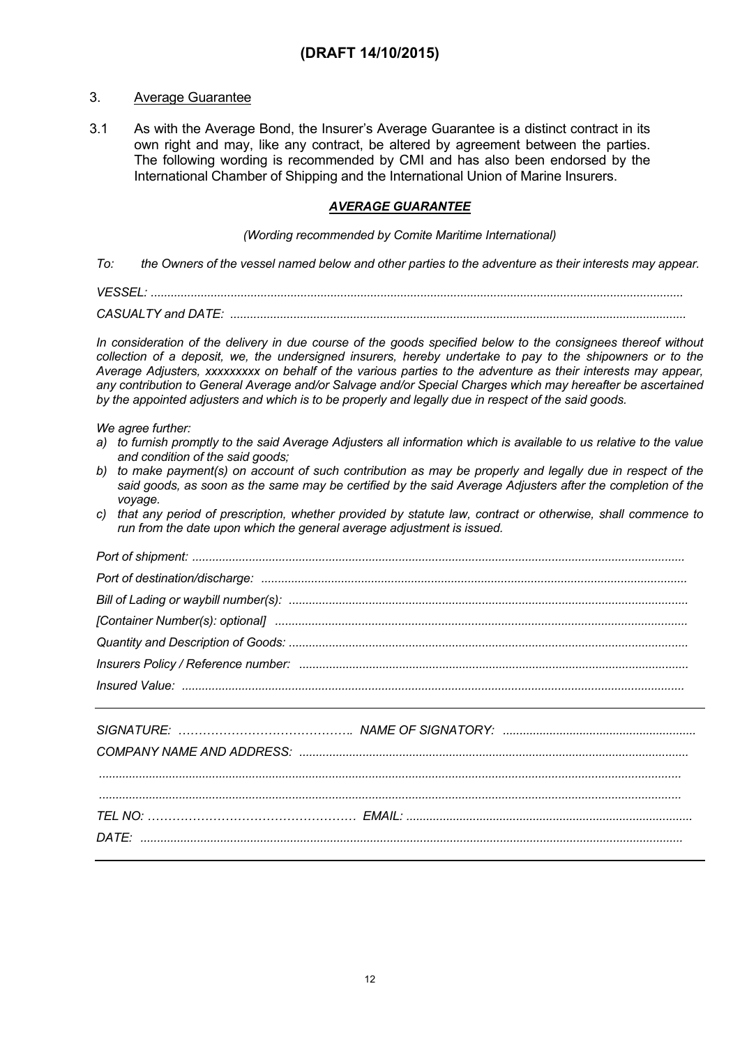**(DRAFT 14/10/2015)**

## 3. Average Guarantee

3.1 As with the Average Bond, the Insurer's Average Guarantee is a distinct contract in its own right and may, like any contract, be altered by agreement between the parties. The following wording is recommended by CMI and has also been endorsed by the International Chamber of Shipping and the International Union of Marine Insurers.

### ***AVERAGE GUARANTEE***

*(Wording recommended by Comite Maritime International)*

*To: the Owners of the vessel named below and other parties to the adventure as their interests may appear.*

*VESSEL: ..............................................................................................................................................*

*CASUALTY and DATE: .......................................................................................................................*

*In consideration of the delivery in due course of the goods specified below to the consignees thereof without collection of a deposit, we, the undersigned insurers, hereby undertake to pay to the shipowners or to the Average Adjusters, xxxxxxxxx on behalf of the various parties to the adventure as their interests may appear, any contribution to General Average and/or Salvage and/or Special Charges which may hereafter be ascertained by the appointed adjusters and which is to be properly and legally due in respect of the said goods.*

*We agree further:*

*a) to furnish promptly to the said Average Adjusters all information which is available to us relative to the value and condition of the said goods;*
*b) to make payment(s) on account of such contribution as may be properly and legally due in respect of the said goods, as soon as the same may be certified by the said Average Adjusters after the completion of the voyage.*
*c) that any period of prescription, whether provided by statute law, contract or otherwise, shall commence to run from the date upon which the general average adjustment is issued.*

*Port of shipment: ..................................................................................................................................*

*Port of destination/discharge: ...............................................................................................................*

*Bill of Lading or waybill number(s): .......................................................................................................*

*[Container Number(s): optional] ...........................................................................................................*

*Quantity and Description of Goods: ......................................................................................................*

*Insurers Policy / Reference number: ....................................................................................................*

*Insured Value: .....................................................................................................................................*

---

*SIGNATURE: ……………………………………. NAME OF SIGNATORY: .........................................................*

*COMPANY NAME AND ADDRESS: ....................................................................................................*

*.............................................................................................................................................................*

*.............................................................................................................................................................*

*TEL NO: …………………………………………… EMAIL: .....................................................................................*

*DATE: ...................................................................................................................................................*

---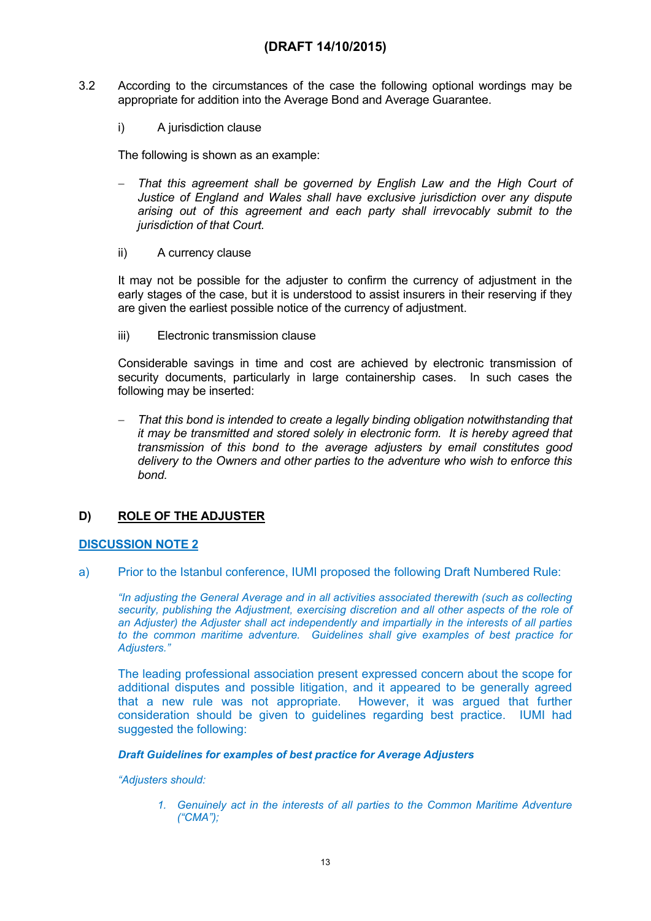**(DRAFT 14/10/2015)**

3.2 According to the circumstances of the case the following optional wordings may be appropriate for addition into the Average Bond and Average Guarantee.

i) A jurisdiction clause

The following is shown as an example:

- *That this agreement shall be governed by English Law and the High Court of Justice of England and Wales shall have exclusive jurisdiction over any dispute arising out of this agreement and each party shall irrevocably submit to the jurisdiction of that Court.*

ii) A currency clause

It may not be possible for the adjuster to confirm the currency of adjustment in the early stages of the case, but it is understood to assist insurers in their reserving if they are given the earliest possible notice of the currency of adjustment.

iii) Electronic transmission clause

Considerable savings in time and cost are achieved by electronic transmission of security documents, particularly in large containership cases. In such cases the following may be inserted:

- *That this bond is intended to create a legally binding obligation notwithstanding that it may be transmitted and stored solely in electronic form. It is hereby agreed that transmission of this bond to the average adjusters by email constitutes good delivery to the Owners and other parties to the adventure who wish to enforce this bond.*

## D) ROLE OF THE ADJUSTER

### DISCUSSION NOTE 2

a) Prior to the Istanbul conference, IUMI proposed the following Draft Numbered Rule:

*"In adjusting the General Average and in all activities associated therewith (such as collecting security, publishing the Adjustment, exercising discretion and all other aspects of the role of an Adjuster) the Adjuster shall act independently and impartially in the interests of all parties to the common maritime adventure. Guidelines shall give examples of best practice for Adjusters."*

The leading professional association present expressed concern about the scope for additional disputes and possible litigation, and it appeared to be generally agreed that a new rule was not appropriate. However, it was argued that further consideration should be given to guidelines regarding best practice. IUMI had suggested the following:

***Draft Guidelines for examples of best practice for Average Adjusters***

*"Adjusters should:*

1. *Genuinely act in the interests of all parties to the Common Maritime Adventure ("CMA");*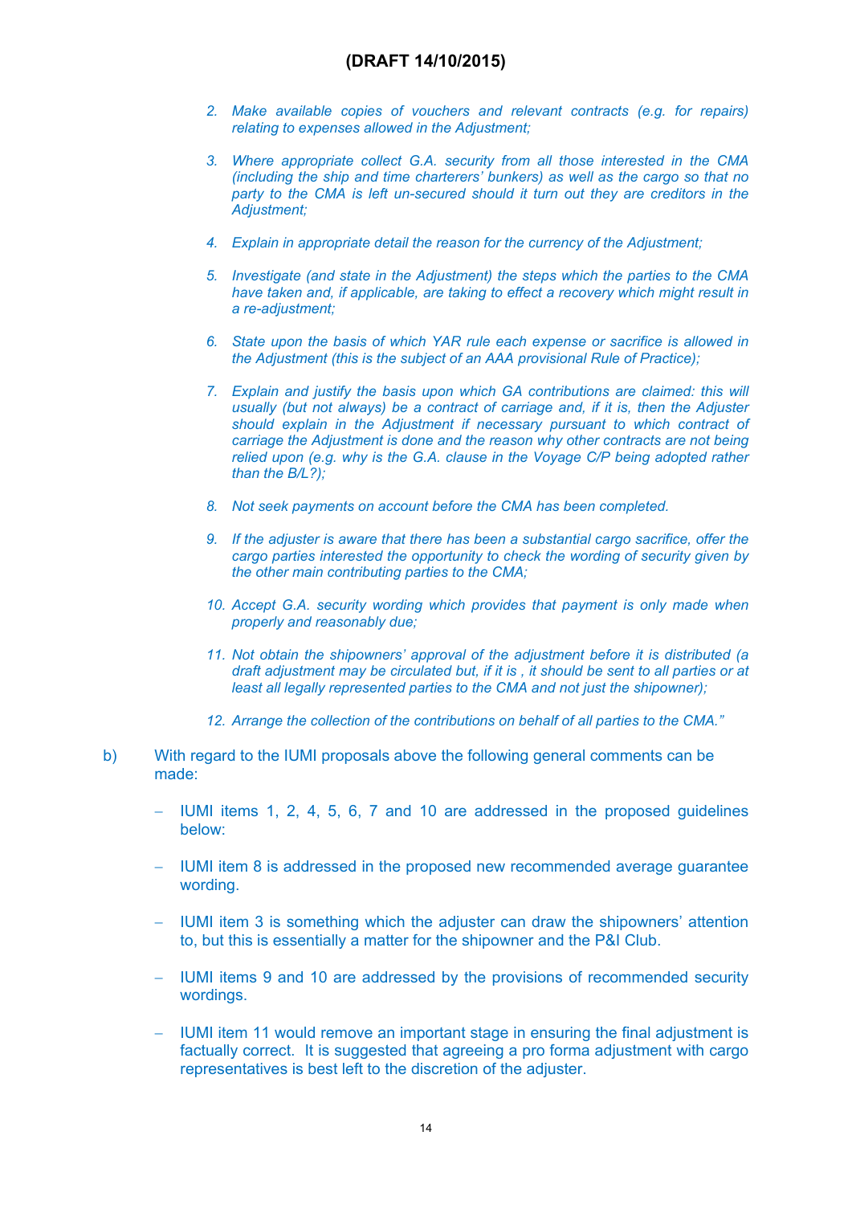**(DRAFT 14/10/2015)**

2. *Make available copies of vouchers and relevant contracts (e.g. for repairs) relating to expenses allowed in the Adjustment;*

3. *Where appropriate collect G.A. security from all those interested in the CMA (including the ship and time charterers' bunkers) as well as the cargo so that no party to the CMA is left un-secured should it turn out they are creditors in the Adjustment;*

4. *Explain in appropriate detail the reason for the currency of the Adjustment;*

5. *Investigate (and state in the Adjustment) the steps which the parties to the CMA have taken and, if applicable, are taking to effect a recovery which might result in a re-adjustment;*

6. *State upon the basis of which YAR rule each expense or sacrifice is allowed in the Adjustment (this is the subject of an AAA provisional Rule of Practice);*

7. *Explain and justify the basis upon which GA contributions are claimed: this will usually (but not always) be a contract of carriage and, if it is, then the Adjuster should explain in the Adjustment if necessary pursuant to which contract of carriage the Adjustment is done and the reason why other contracts are not being relied upon (e.g. why is the G.A. clause in the Voyage C/P being adopted rather than the B/L?);*

8. *Not seek payments on account before the CMA has been completed.*

9. *If the adjuster is aware that there has been a substantial cargo sacrifice, offer the cargo parties interested the opportunity to check the wording of security given by the other main contributing parties to the CMA;*

10. *Accept G.A. security wording which provides that payment is only made when properly and reasonably due;*

11. *Not obtain the shipowners' approval of the adjustment before it is distributed (a draft adjustment may be circulated but, if it is , it should be sent to all parties or at least all legally represented parties to the CMA and not just the shipowner);*

12. *Arrange the collection of the contributions on behalf of all parties to the CMA."*

b) With regard to the IUMI proposals above the following general comments can be made:

- IUMI items 1, 2, 4, 5, 6, 7 and 10 are addressed in the proposed guidelines below:
- IUMI item 8 is addressed in the proposed new recommended average guarantee wording.
- IUMI item 3 is something which the adjuster can draw the shipowners' attention to, but this is essentially a matter for the shipowner and the P&I Club.
- IUMI items 9 and 10 are addressed by the provisions of recommended security wordings.
- IUMI item 11 would remove an important stage in ensuring the final adjustment is factually correct. It is suggested that agreeing a pro forma adjustment with cargo representatives is best left to the discretion of the adjuster.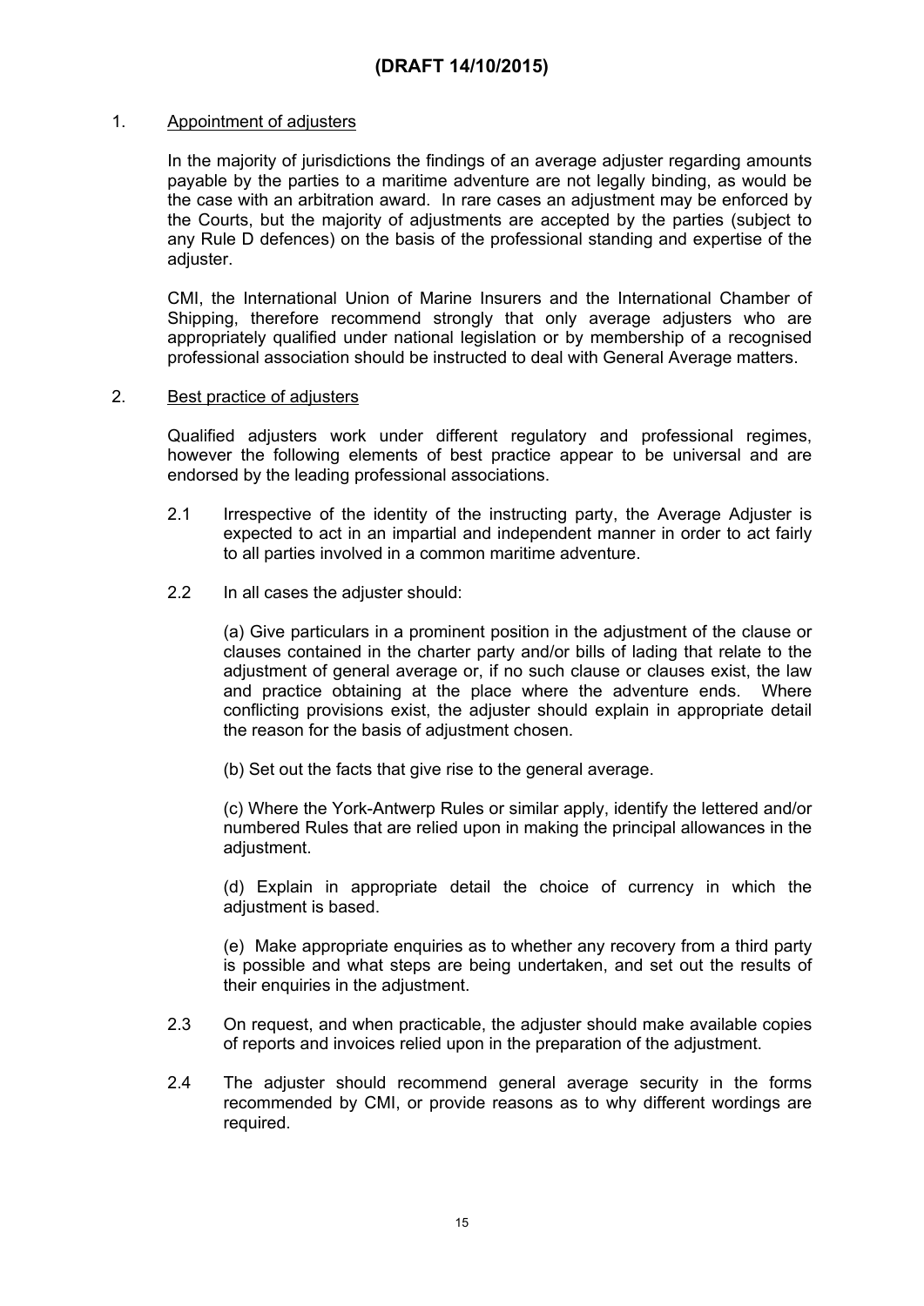**(DRAFT 14/10/2015)**

1. Appointment of adjusters

   In the majority of jurisdictions the findings of an average adjuster regarding amounts payable by the parties to a maritime adventure are not legally binding, as would be the case with an arbitration award. In rare cases an adjustment may be enforced by the Courts, but the majority of adjustments are accepted by the parties (subject to any Rule D defences) on the basis of the professional standing and expertise of the adjuster.

   CMI, the International Union of Marine Insurers and the International Chamber of Shipping, therefore recommend strongly that only average adjusters who are appropriately qualified under national legislation or by membership of a recognised professional association should be instructed to deal with General Average matters.

2. Best practice of adjusters

   Qualified adjusters work under different regulatory and professional regimes, however the following elements of best practice appear to be universal and are endorsed by the leading professional associations.

   2.1 Irrespective of the identity of the instructing party, the Average Adjuster is expected to act in an impartial and independent manner in order to act fairly to all parties involved in a common maritime adventure.

   2.2 In all cases the adjuster should:

   (a) Give particulars in a prominent position in the adjustment of the clause or clauses contained in the charter party and/or bills of lading that relate to the adjustment of general average or, if no such clause or clauses exist, the law and practice obtaining at the place where the adventure ends. Where conflicting provisions exist, the adjuster should explain in appropriate detail the reason for the basis of adjustment chosen.

   (b) Set out the facts that give rise to the general average.

   (c) Where the York-Antwerp Rules or similar apply, identify the lettered and/or numbered Rules that are relied upon in making the principal allowances in the adjustment.

   (d) Explain in appropriate detail the choice of currency in which the adjustment is based.

   (e) Make appropriate enquiries as to whether any recovery from a third party is possible and what steps are being undertaken, and set out the results of their enquiries in the adjustment.

   2.3 On request, and when practicable, the adjuster should make available copies of reports and invoices relied upon in the preparation of the adjustment.

   2.4 The adjuster should recommend general average security in the forms recommended by CMI, or provide reasons as to why different wordings are required.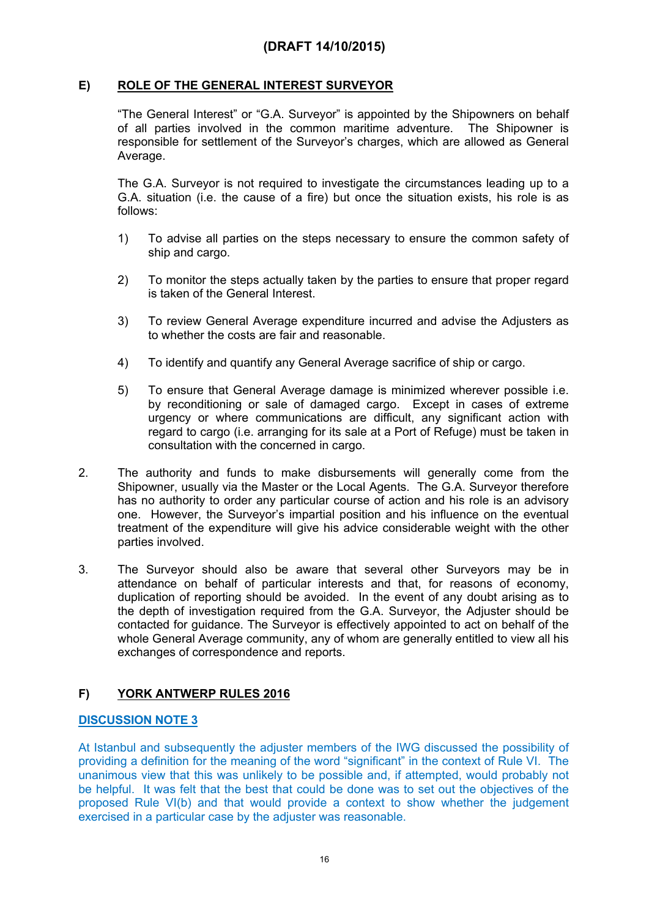**(DRAFT 14/10/2015)**

## E) ROLE OF THE GENERAL INTEREST SURVEYOR

"The General Interest" or "G.A. Surveyor" is appointed by the Shipowners on behalf of all parties involved in the common maritime adventure. The Shipowner is responsible for settlement of the Surveyor's charges, which are allowed as General Average.

The G.A. Surveyor is not required to investigate the circumstances leading up to a G.A. situation (i.e. the cause of a fire) but once the situation exists, his role is as follows:

1) To advise all parties on the steps necessary to ensure the common safety of ship and cargo.

2) To monitor the steps actually taken by the parties to ensure that proper regard is taken of the General Interest.

3) To review General Average expenditure incurred and advise the Adjusters as to whether the costs are fair and reasonable.

4) To identify and quantify any General Average sacrifice of ship or cargo.

5) To ensure that General Average damage is minimized wherever possible i.e. by reconditioning or sale of damaged cargo. Except in cases of extreme urgency or where communications are difficult, any significant action with regard to cargo (i.e. arranging for its sale at a Port of Refuge) must be taken in consultation with the concerned in cargo.

2. The authority and funds to make disbursements will generally come from the Shipowner, usually via the Master or the Local Agents. The G.A. Surveyor therefore has no authority to order any particular course of action and his role is an advisory one. However, the Surveyor's impartial position and his influence on the eventual treatment of the expenditure will give his advice considerable weight with the other parties involved.

3. The Surveyor should also be aware that several other Surveyors may be in attendance on behalf of particular interests and that, for reasons of economy, duplication of reporting should be avoided. In the event of any doubt arising as to the depth of investigation required from the G.A. Surveyor, the Adjuster should be contacted for guidance. The Surveyor is effectively appointed to act on behalf of the whole General Average community, any of whom are generally entitled to view all his exchanges of correspondence and reports.

## F) YORK ANTWERP RULES 2016

### DISCUSSION NOTE 3

At Istanbul and subsequently the adjuster members of the IWG discussed the possibility of providing a definition for the meaning of the word "significant" in the context of Rule VI. The unanimous view that this was unlikely to be possible and, if attempted, would probably not be helpful. It was felt that the best that could be done was to set out the objectives of the proposed Rule VI(b) and that would provide a context to show whether the judgement exercised in a particular case by the adjuster was reasonable.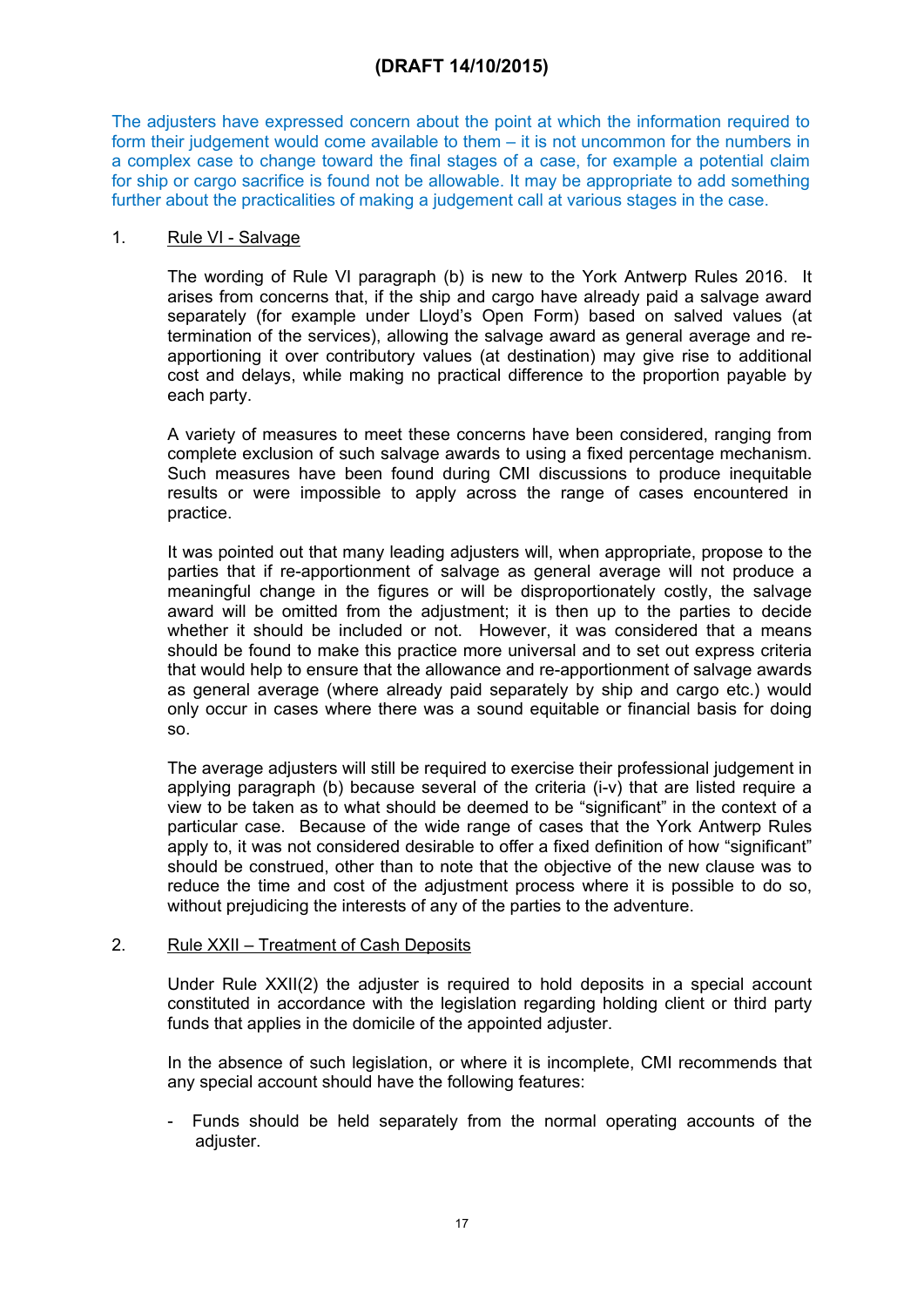**(DRAFT 14/10/2015)**

The adjusters have expressed concern about the point at which the information required to form their judgement would come available to them – it is not uncommon for the numbers in a complex case to change toward the final stages of a case, for example a potential claim for ship or cargo sacrifice is found not be allowable. It may be appropriate to add something further about the practicalities of making a judgement call at various stages in the case.

1. Rule VI - Salvage

The wording of Rule VI paragraph (b) is new to the York Antwerp Rules 2016. It arises from concerns that, if the ship and cargo have already paid a salvage award separately (for example under Lloyd's Open Form) based on salved values (at termination of the services), allowing the salvage award as general average and re-apportioning it over contributory values (at destination) may give rise to additional cost and delays, while making no practical difference to the proportion payable by each party.

A variety of measures to meet these concerns have been considered, ranging from complete exclusion of such salvage awards to using a fixed percentage mechanism. Such measures have been found during CMI discussions to produce inequitable results or were impossible to apply across the range of cases encountered in practice.

It was pointed out that many leading adjusters will, when appropriate, propose to the parties that if re-apportionment of salvage as general average will not produce a meaningful change in the figures or will be disproportionately costly, the salvage award will be omitted from the adjustment; it is then up to the parties to decide whether it should be included or not. However, it was considered that a means should be found to make this practice more universal and to set out express criteria that would help to ensure that the allowance and re-apportionment of salvage awards as general average (where already paid separately by ship and cargo etc.) would only occur in cases where there was a sound equitable or financial basis for doing so.

The average adjusters will still be required to exercise their professional judgement in applying paragraph (b) because several of the criteria (i-v) that are listed require a view to be taken as to what should be deemed to be "significant" in the context of a particular case. Because of the wide range of cases that the York Antwerp Rules apply to, it was not considered desirable to offer a fixed definition of how "significant" should be construed, other than to note that the objective of the new clause was to reduce the time and cost of the adjustment process where it is possible to do so, without prejudicing the interests of any of the parties to the adventure.

2. Rule XXII – Treatment of Cash Deposits

Under Rule XXII(2) the adjuster is required to hold deposits in a special account constituted in accordance with the legislation regarding holding client or third party funds that applies in the domicile of the appointed adjuster.

In the absence of such legislation, or where it is incomplete, CMI recommends that any special account should have the following features:

- Funds should be held separately from the normal operating accounts of the adjuster.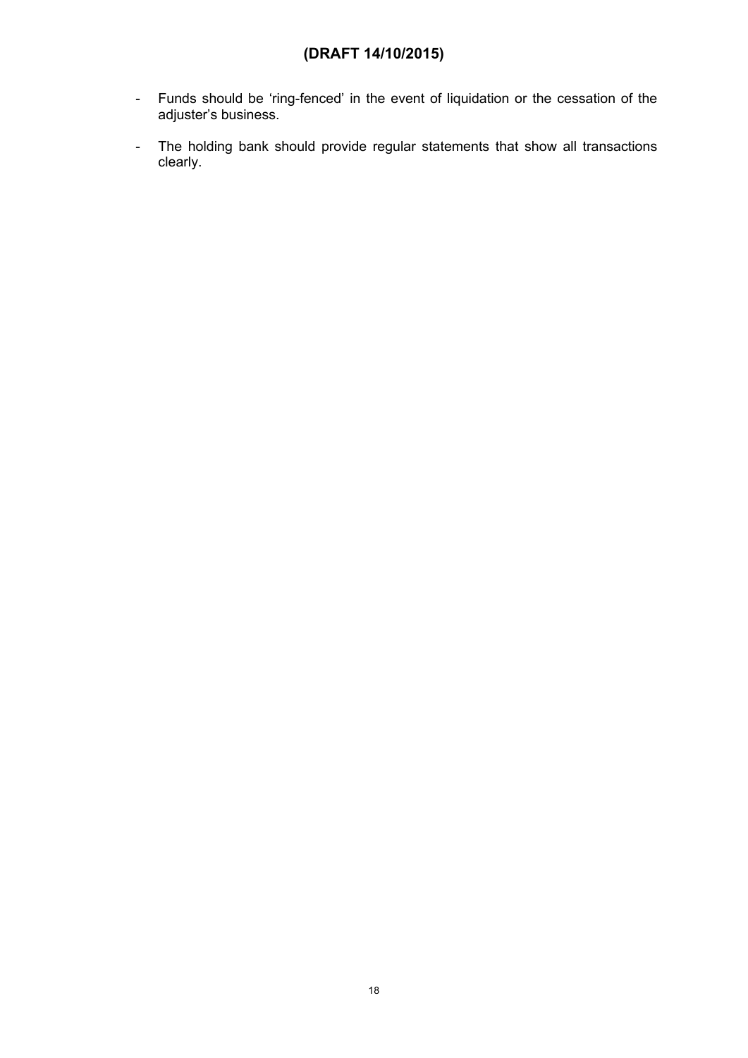- Funds should be 'ring-fenced' in the event of liquidation or the cessation of the adjuster's business.
- The holding bank should provide regular statements that show all transactions clearly.